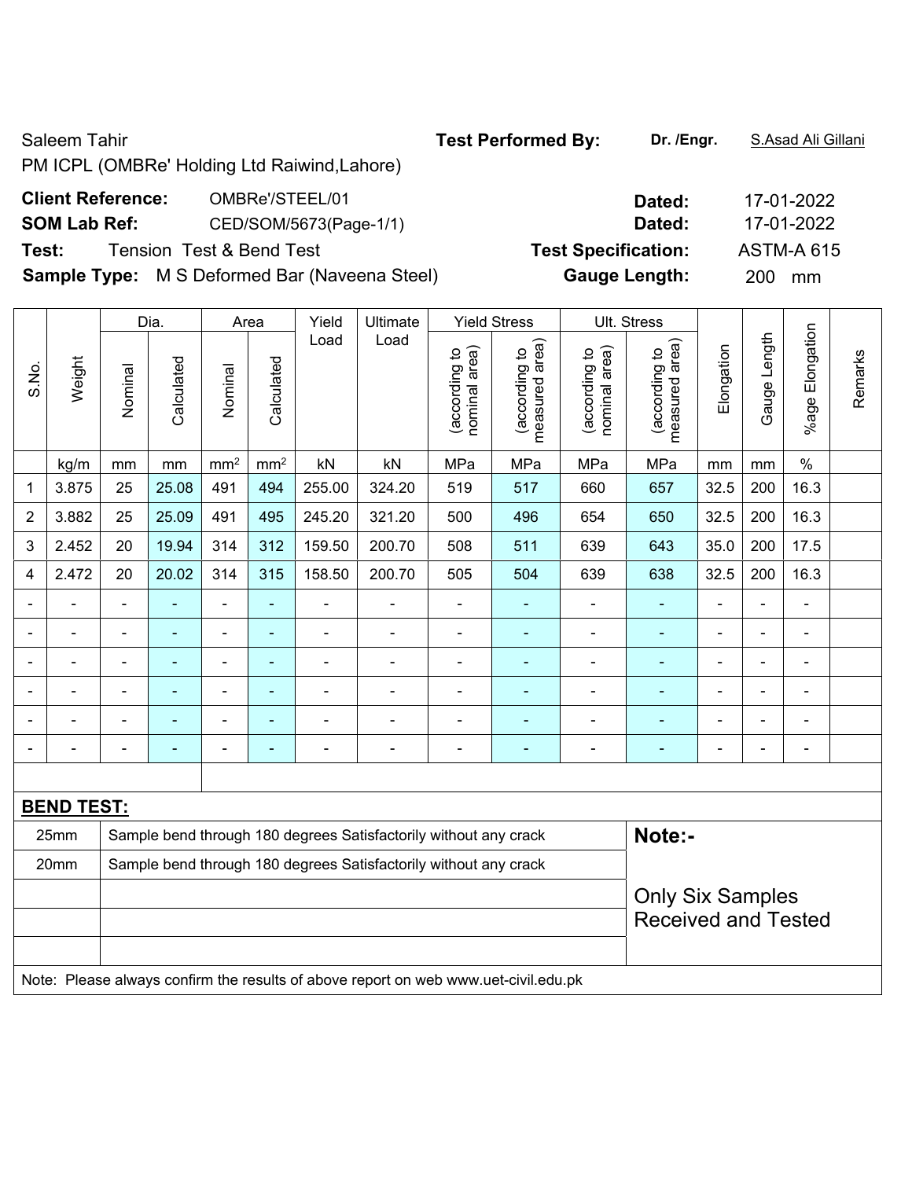Saleem Tahir

PM ICPL (OMBRe' Holding Ltd Raiwind,Lahore)

**Test Performed By:** **Dr. /Engr.** S.Asad Ali Gillani

**Client Reference:** OMBRe'/STEEL/01 **Dated:** 17-01-2022

**SOM Lab Ref:** CED/SOM/5673(Page-1/1) **Dated:** 17-01-2022

**Test:** Tension Test & Bend Test **Test Specification:** ASTM-A 615

**Sample Type:** M S Deformed Bar (Naveena Steel) **Gauge Length:** 200 mm

| S.No. | Weight | Dia. | | Area | | Yield Load | Ultimate Load | Yield Stress | | Ult. Stress | | Elongation | Gauge Length | %age Elongation | Remarks |
|---|---|---|---|---|---|---|---|---|---|---|---|---|---|---|---|
| | | Nominal | Calculated | Nominal | Calculated | | | (according to nominal area) | (according to measured area) | (according to nominal area) | (according to measured area) | | | | |
| | kg/m | mm | mm | mm² | mm² | kN | kN | MPa | MPa | MPa | MPa | mm | mm | % | |
| 1 | 3.875 | 25 | 25.08 | 491 | 494 | 255.00 | 324.20 | 519 | 517 | 660 | 657 | 32.5 | 200 | 16.3 | |
| 2 | 3.882 | 25 | 25.09 | 491 | 495 | 245.20 | 321.20 | 500 | 496 | 654 | 650 | 32.5 | 200 | 16.3 | |
| 3 | 2.452 | 20 | 19.94 | 314 | 312 | 159.50 | 200.70 | 508 | 511 | 639 | 643 | 35.0 | 200 | 17.5 | |
| 4 | 2.472 | 20 | 20.02 | 314 | 315 | 158.50 | 200.70 | 505 | 504 | 639 | 638 | 32.5 | 200 | 16.3 | |
| - | - | - | - | - | - | - | - | - | - | - | - | - | - | - | |
| - | - | - | - | - | - | - | - | - | - | - | - | - | - | - | |
| - | - | - | - | - | - | - | - | - | - | - | - | - | - | - | |
| - | - | - | - | - | - | - | - | - | - | - | - | - | - | - | |
| - | - | - | - | - | - | - | - | - | - | - | - | - | - | - | |
| - | - | - | - | - | - | - | - | - | - | - | - | - | - | - | |

**BEND TEST:**

| Size | Result | Note:- |
|---|---|---|
| 25mm | Sample bend through 180 degrees Satisfactorily without any crack | |
| 20mm | Sample bend through 180 degrees Satisfactorily without any crack | Only Six Samples Received and Tested |

Note: Please always confirm the results of above report on web www.uet-civil.edu.pk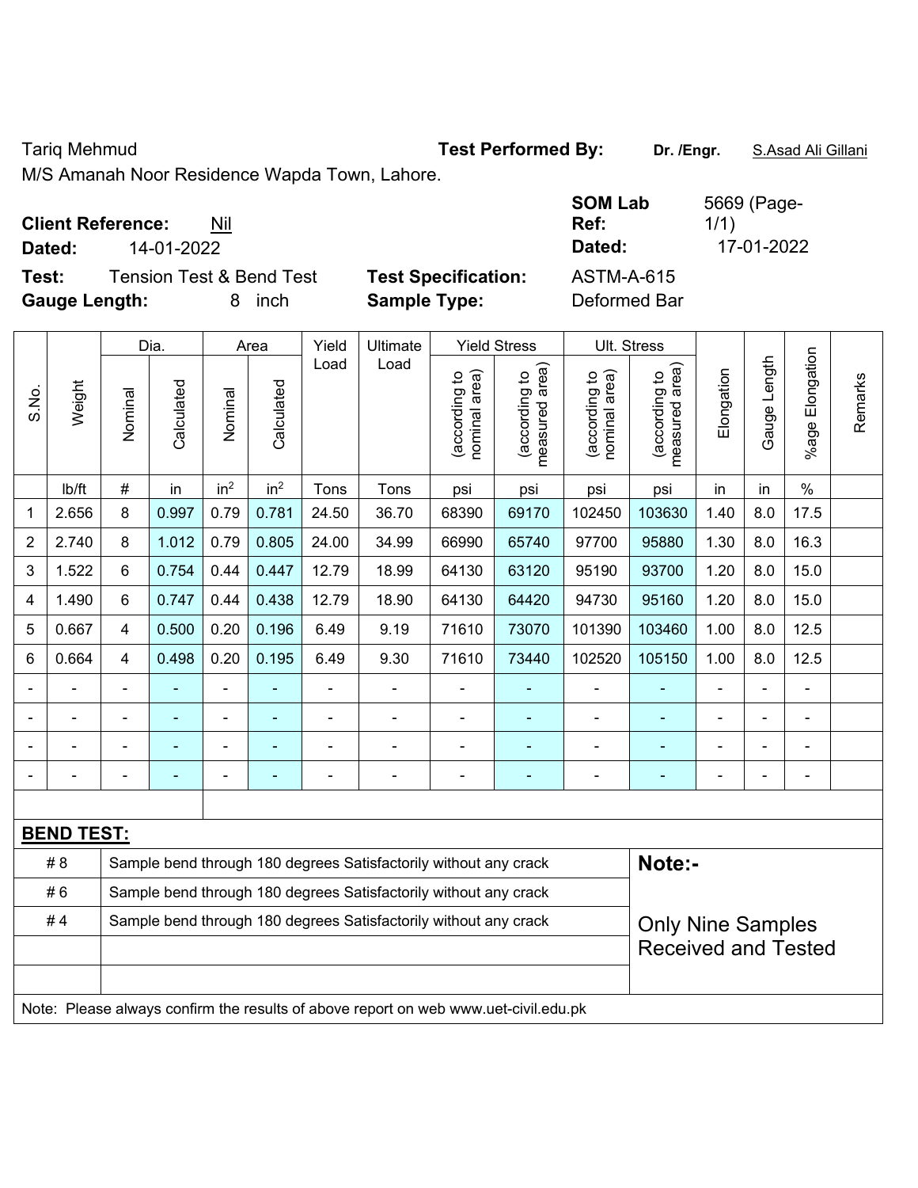Tariq Mehmud

M/S Amanah Noor Residence Wapda Town, Lahore.

**Test Performed By:** **Dr. /Engr.** S.Asad Ali Gillani

**Client Reference:** Nil

**Dated:** 14-01-2022

**SOM Lab Ref:** 5669 (Page-1/1)

**Dated:** 17-01-2022

**Test:** Tension Test & Bend Test

**Test Specification:** ASTM-A-615

**Gauge Length:** 8 inch

**Sample Type:** Deformed Bar

| S.No. | Weight | Dia. | | Area | | Yield Load | Ultimate Load | Yield Stress | | Ult. Stress | | Elongation | Gauge Length | %age Elongation | Remarks |
|---|---|---|---|---|---|---|---|---|---|---|---|---|---|---|---|
| | | Nominal | Calculated | Nominal | Calculated | | | (according to nominal area) | (according to measured area) | (according to nominal area) | (according to measured area) | | | | |
| | lb/ft | # | in | $in^2$ | $in^2$ | Tons | Tons | psi | psi | psi | psi | in | in | % | |
| 1 | 2.656 | 8 | 0.997 | 0.79 | 0.781 | 24.50 | 36.70 | 68390 | 69170 | 102450 | 103630 | 1.40 | 8.0 | 17.5 | |
| 2 | 2.740 | 8 | 1.012 | 0.79 | 0.805 | 24.00 | 34.99 | 66990 | 65740 | 97700 | 95880 | 1.30 | 8.0 | 16.3 | |
| 3 | 1.522 | 6 | 0.754 | 0.44 | 0.447 | 12.79 | 18.99 | 64130 | 63120 | 95190 | 93700 | 1.20 | 8.0 | 15.0 | |
| 4 | 1.490 | 6 | 0.747 | 0.44 | 0.438 | 12.79 | 18.90 | 64130 | 64420 | 94730 | 95160 | 1.20 | 8.0 | 15.0 | |
| 5 | 0.667 | 4 | 0.500 | 0.20 | 0.196 | 6.49 | 9.19 | 71610 | 73070 | 101390 | 103460 | 1.00 | 8.0 | 12.5 | |
| 6 | 0.664 | 4 | 0.498 | 0.20 | 0.195 | 6.49 | 9.30 | 71610 | 73440 | 102520 | 105150 | 1.00 | 8.0 | 12.5 | |
| - | - | - | - | - | - | - | - | - | - | - | - | - | - | - | |
| - | - | - | - | - | - | - | - | - | - | - | - | - | - | - | |
| - | - | - | - | - | - | - | - | - | - | - | - | - | - | - | |
| - | - | - | - | - | - | - | - | - | - | - | - | - | - | - | |

**BEND TEST:**

| | | |
|---|---|---|
| # 8 | Sample bend through 180 degrees Satisfactorily without any crack | **Note:-** |
| # 6 | Sample bend through 180 degrees Satisfactorily without any crack | |
| # 4 | Sample bend through 180 degrees Satisfactorily without any crack | Only Nine Samples Received and Tested |

Note: Please always confirm the results of above report on web www.uet-civil.edu.pk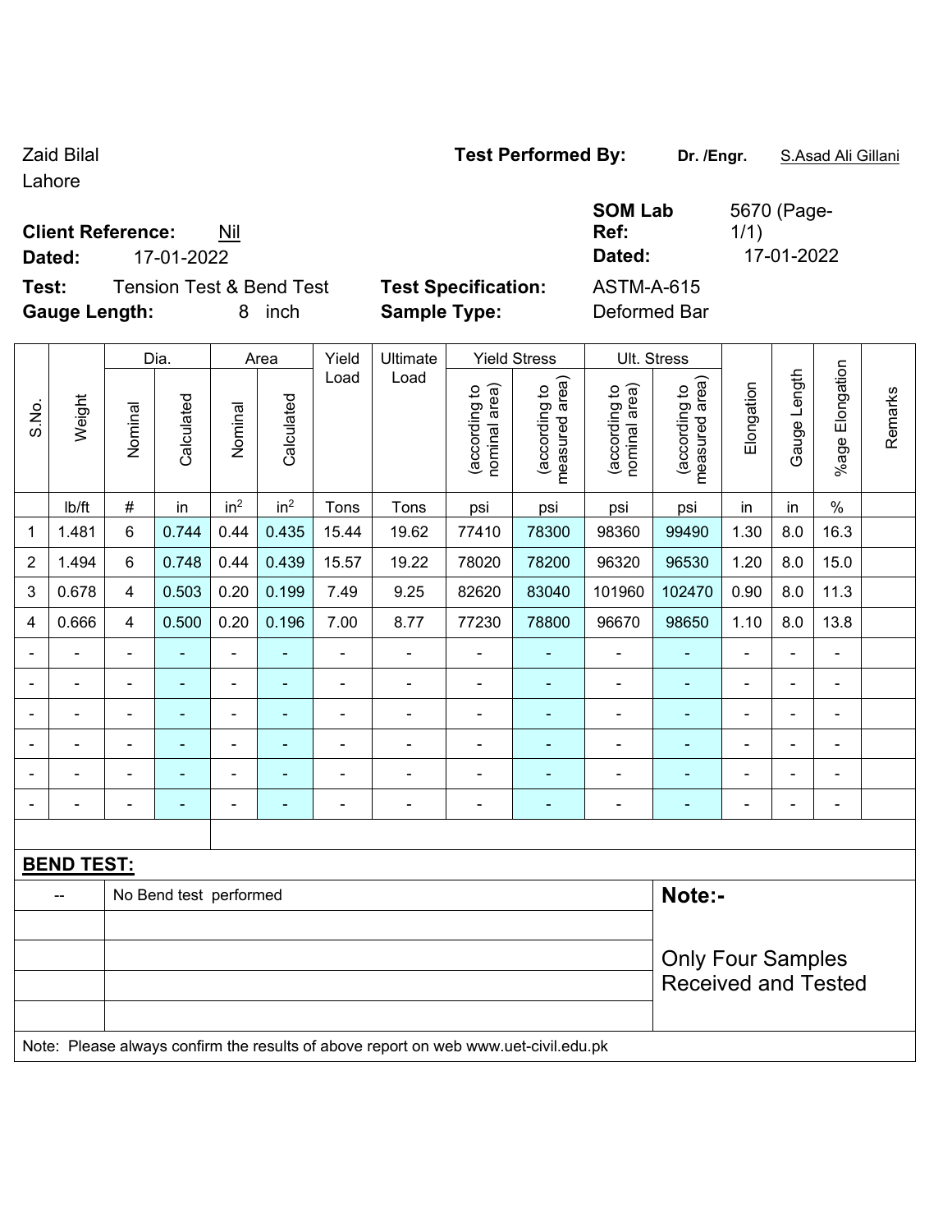Zaid Bilal
Lahore

**Test Performed By:** **Dr. /Engr.** S.Asad Ali Gillani

**Client Reference:** Nil
**Dated:** 17-01-2022

**SOM Lab Ref:** 5670 (Page-1/1)
**Dated:** 17-01-2022

**Test:** Tension Test & Bend Test
**Gauge Length:** 8 inch

**Test Specification:** ASTM-A-615
**Sample Type:** Deformed Bar

| S.No. | Weight | Dia. | | Area | | Yield Load | Ultimate Load | Yield Stress | | Ult. Stress | | Elongation | Gauge Length | %age Elongation | Remarks |
|---|---|---|---|---|---|---|---|---|---|---|---|---|---|---|---|
| | | Nominal | Calculated | Nominal | Calculated | | | (according to nominal area) | (according to measured area) | (according to nominal area) | (according to measured area) | | | | |
| | lb/ft | # | in | in² | in² | Tons | Tons | psi | psi | psi | psi | in | in | % | |
| 1 | 1.481 | 6 | 0.744 | 0.44 | 0.435 | 15.44 | 19.62 | 77410 | 78300 | 98360 | 99490 | 1.30 | 8.0 | 16.3 | |
| 2 | 1.494 | 6 | 0.748 | 0.44 | 0.439 | 15.57 | 19.22 | 78020 | 78200 | 96320 | 96530 | 1.20 | 8.0 | 15.0 | |
| 3 | 0.678 | 4 | 0.503 | 0.20 | 0.199 | 7.49 | 9.25 | 82620 | 83040 | 101960 | 102470 | 0.90 | 8.0 | 11.3 | |
| 4 | 0.666 | 4 | 0.500 | 0.20 | 0.196 | 7.00 | 8.77 | 77230 | 78800 | 96670 | 98650 | 1.10 | 8.0 | 13.8 | |
| - | - | - | - | - | - | - | - | - | - | - | - | - | - | - | |
| - | - | - | - | - | - | - | - | - | - | - | - | - | - | - | |
| - | - | - | - | - | - | - | - | - | - | - | - | - | - | - | |
| - | - | - | - | - | - | - | - | - | - | - | - | - | - | - | |
| - | - | - | - | - | - | - | - | - | - | - | - | - | - | - | |
| - | - | - | - | - | - | - | - | - | - | - | - | - | - | - | |

**BEND TEST:**

| -- | No Bend test performed |
|---|---|

**Note:-**

Only Four Samples Received and Tested

Note: Please always confirm the results of above report on web www.uet-civil.edu.pk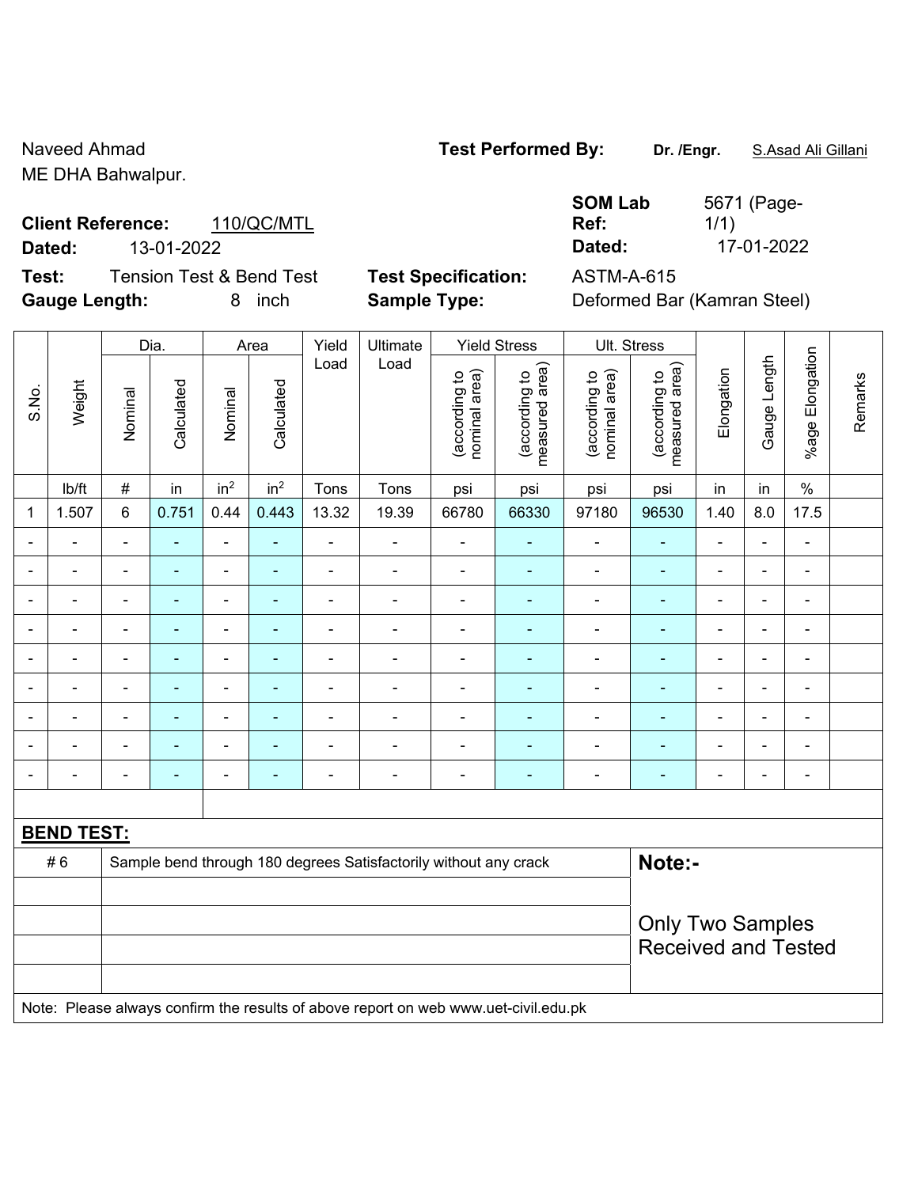Naveed Ahmad
ME DHA Bahwalpur.

**Test Performed By:** **Dr. /Engr.** S.Asad Ali Gillani

**Client Reference:** 110/QC/MTL
**Dated:** 13-01-2022

**SOM Lab Ref:** 5671 (Page-1/1)
**Dated:** 17-01-2022

**Test:** Tension Test & Bend Test
**Gauge Length:** 8 inch

**Test Specification:** ASTM-A-615
**Sample Type:** Deformed Bar (Kamran Steel)

| S.No. | Weight | Dia. | | Area | | Yield Load | Ultimate Load | Yield Stress | | Ult. Stress | | Elongation | Gauge Length | %age Elongation | Remarks |
|---|---|---|---|---|---|---|---|---|---|---|---|---|---|---|---|
| | | Nominal | Calculated | Nominal | Calculated | | | (according to nominal area) | (according to measured area) | (according to nominal area) | (according to measured area) | | | | |
| | lb/ft | # | in | in$^2$ | in$^2$ | Tons | Tons | psi | psi | psi | psi | in | in | % | |
| 1 | 1.507 | 6 | 0.751 | 0.44 | 0.443 | 13.32 | 19.39 | 66780 | 66330 | 97180 | 96530 | 1.40 | 8.0 | 17.5 | |
| - | - | - | - | - | - | - | - | - | - | - | - | - | - | - | |
| - | - | - | - | - | - | - | - | - | - | - | - | - | - | - | |
| - | - | - | - | - | - | - | - | - | - | - | - | - | - | - | |
| - | - | - | - | - | - | - | - | - | - | - | - | - | - | - | |
| - | - | - | - | - | - | - | - | - | - | - | - | - | - | - | |
| - | - | - | - | - | - | - | - | - | - | - | - | - | - | - | |
| - | - | - | - | - | - | - | - | - | - | - | - | - | - | - | |
| - | - | - | - | - | - | - | - | - | - | - | - | - | - | - | |
| - | - | - | - | - | - | - | - | - | - | - | - | - | - | - | |

**BEND TEST:**

| | | |
|---|---|---|
| # 6 | Sample bend through 180 degrees Satisfactorily without any crack | **Note:-** |
| | | Only Two Samples Received and Tested |
| | | |
| | | |
| | | |

Note: Please always confirm the results of above report on web www.uet-civil.edu.pk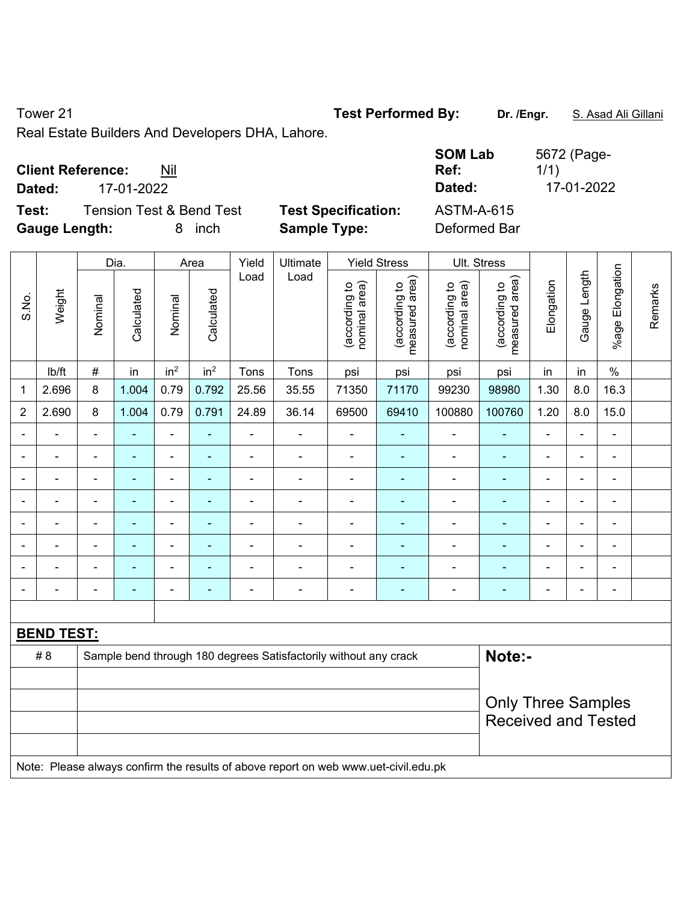Tower 21 **Test Performed By:** **Dr. /Engr.** S. Asad Ali Gillani

Real Estate Builders And Developers DHA, Lahore.

**Client Reference:** Nil **SOM Lab Ref:** 5672 (Page-1/1)

**Dated:** 17-01-2022 **Dated:** 17-01-2022

**Test:** Tension Test & Bend Test **Test Specification:** ASTM-A-615

**Gauge Length:** 8 inch **Sample Type:** Deformed Bar

| S.No. | Weight | Dia. | | Area | | Yield Load | Ultimate Load | Yield Stress | | Ult. Stress | | Elongation | Gauge Length | %age Elongation | Remarks |
|---|---|---|---|---|---|---|---|---|---|---|---|---|---|---|---|
| | | Nominal | Calculated | Nominal | Calculated | | | (according to nominal area) | (according to measured area) | (according to nominal area) | (according to measured area) | | | | |
| | lb/ft | # | in | $in^2$ | $in^2$ | Tons | Tons | psi | psi | psi | psi | in | in | % | |
| 1 | 2.696 | 8 | 1.004 | 0.79 | 0.792 | 25.56 | 35.55 | 71350 | 71170 | 99230 | 98980 | 1.30 | 8.0 | 16.3 | |
| 2 | 2.690 | 8 | 1.004 | 0.79 | 0.791 | 24.89 | 36.14 | 69500 | 69410 | 100880 | 100760 | 1.20 | 8.0 | 15.0 | |
| - | - | - | - | - | - | - | - | - | - | - | - | - | - | - | |
| - | - | - | - | - | - | - | - | - | - | - | - | - | - | - | |
| - | - | - | - | - | - | - | - | - | - | - | - | - | - | - | |
| - | - | - | - | - | - | - | - | - | - | - | - | - | - | - | |
| - | - | - | - | - | - | - | - | - | - | - | - | - | - | - | |
| - | - | - | - | - | - | - | - | - | - | - | - | - | - | - | |
| - | - | - | - | - | - | - | - | - | - | - | - | - | - | - | |
| - | - | - | - | - | - | - | - | - | - | - | - | - | - | - | |

**BEND TEST:**

| | | |
|---|---|---|
| # 8 | Sample bend through 180 degrees Satisfactorily without any crack | **Note:-** |
| | | Only Three Samples Received and Tested |

Note: Please always confirm the results of above report on web www.uet-civil.edu.pk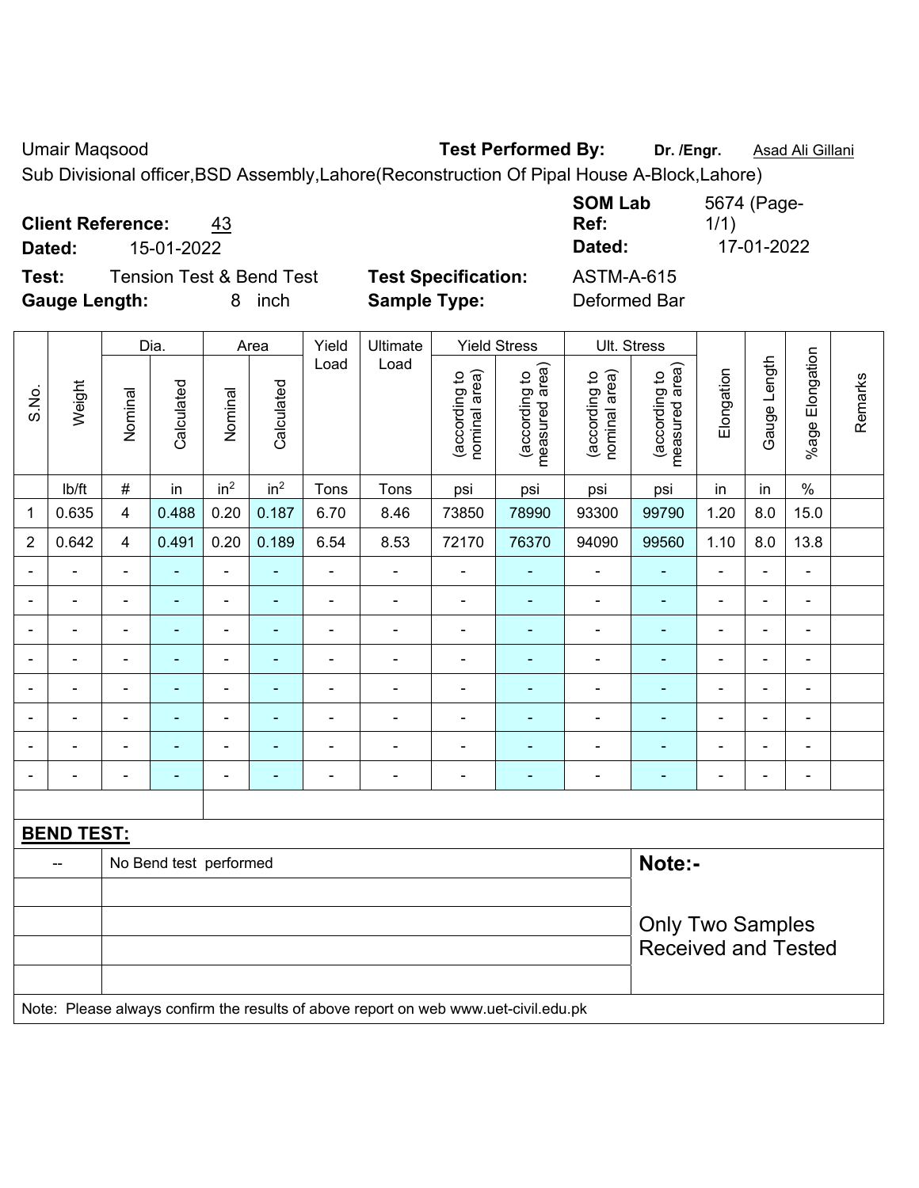Umair Maqsood **Test Performed By:** **Dr. /Engr.** Asad Ali Gillani

Sub Divisional officer,BSD Assembly,Lahore(Reconstruction Of Pipal House A-Block,Lahore)

**Client Reference:** 43 **SOM Lab Ref:** 5674 (Page-1/1)

**Dated:** 15-01-2022 **Dated:** 17-01-2022

**Test:** Tension Test & Bend Test **Test Specification:** ASTM-A-615

**Gauge Length:** 8 inch **Sample Type:** Deformed Bar

| S.No. | Weight | Dia. | | Area | | Yield Load | Ultimate Load | Yield Stress | | Ult. Stress | | Elongation | Gauge Length | %age Elongation | Remarks |
|---|---|---|---|---|---|---|---|---|---|---|---|---|---|---|---|
| | | Nominal | Calculated | Nominal | Calculated | | | (according to nominal area) | (according to measured area) | (according to nominal area) | (according to measured area) | | | | |
| | lb/ft | # | in | in$^2$ | in$^2$ | Tons | Tons | psi | psi | psi | psi | in | in | % | |
| 1 | 0.635 | 4 | 0.488 | 0.20 | 0.187 | 6.70 | 8.46 | 73850 | 78990 | 93300 | 99790 | 1.20 | 8.0 | 15.0 | |
| 2 | 0.642 | 4 | 0.491 | 0.20 | 0.189 | 6.54 | 8.53 | 72170 | 76370 | 94090 | 99560 | 1.10 | 8.0 | 13.8 | |
| - | - | - | - | - | - | - | - | - | - | - | - | - | - | - | |
| - | - | - | - | - | - | - | - | - | - | - | - | - | - | - | |
| - | - | - | - | - | - | - | - | - | - | - | - | - | - | - | |
| - | - | - | - | - | - | - | - | - | - | - | - | - | - | - | |
| - | - | - | - | - | - | - | - | - | - | - | - | - | - | - | |
| - | - | - | - | - | - | - | - | - | - | - | - | - | - | - | |
| - | - | - | - | - | - | - | - | - | - | - | - | - | - | - | |
| - | - | - | - | - | - | - | - | - | - | - | - | - | - | - | |

**BEND TEST:**

| | | |
|---|---|---|
| -- | No Bend test performed | **Note:-** |
| | | Only Two Samples Received and Tested |

Note: Please always confirm the results of above report on web www.uet-civil.edu.pk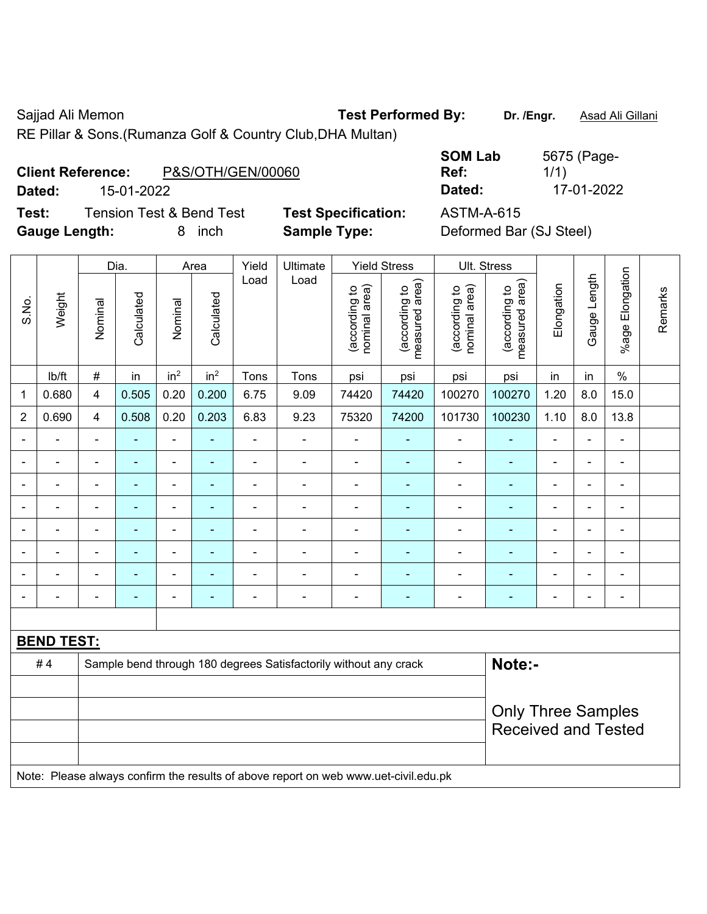Sajjad Ali Memon

RE Pillar & Sons.(Rumanza Golf & Country Club,DHA Multan)

**Test Performed By:** Dr. /Engr. Asad Ali Gillani

**Client Reference:** P&S/OTH/GEN/00060

**Dated:** 15-01-2022

**SOM Lab Ref:** 5675 (Page-1/1)

**Dated:** 17-01-2022

**Test:** Tension Test & Bend Test

**Test Specification:** ASTM-A-615

**Gauge Length:** 8 inch

**Sample Type:** Deformed Bar (SJ Steel)

| S.No. | Weight | Dia. | | Area | | Yield Load | Ultimate Load | Yield Stress | | Ult. Stress | | Elongation | Gauge Length | %age Elongation | Remarks |
|---|---|---|---|---|---|---|---|---|---|---|---|---|---|---|---|
| | | Nominal | Calculated | Nominal | Calculated | | | (according to nominal area) | (according to measured area) | (according to nominal area) | (according to measured area) | | | | |
| | lb/ft | # | in | $in^2$ | $in^2$ | Tons | Tons | psi | psi | psi | psi | in | in | % | |
| 1 | 0.680 | 4 | 0.505 | 0.20 | 0.200 | 6.75 | 9.09 | 74420 | 74420 | 100270 | 100270 | 1.20 | 8.0 | 15.0 | |
| 2 | 0.690 | 4 | 0.508 | 0.20 | 0.203 | 6.83 | 9.23 | 75320 | 74200 | 101730 | 100230 | 1.10 | 8.0 | 13.8 | |
| - | - | - | - | - | - | - | - | - | - | - | - | - | - | - | |
| - | - | - | - | - | - | - | - | - | - | - | - | - | - | - | |
| - | - | - | - | - | - | - | - | - | - | - | - | - | - | - | |
| - | - | - | - | - | - | - | - | - | - | - | - | - | - | - | |
| - | - | - | - | - | - | - | - | - | - | - | - | - | - | - | |
| - | - | - | - | - | - | - | - | - | - | - | - | - | - | - | |
| - | - | - | - | - | - | - | - | - | - | - | - | - | - | - | |
| - | - | - | - | - | - | - | - | - | - | - | - | - | - | - | |

**BEND TEST:**

| | | |
|---|---|---|
| # 4 | Sample bend through 180 degrees Satisfactorily without any crack | **Note:-** |
| | | Only Three Samples Received and Tested |

Note: Please always confirm the results of above report on web www.uet-civil.edu.pk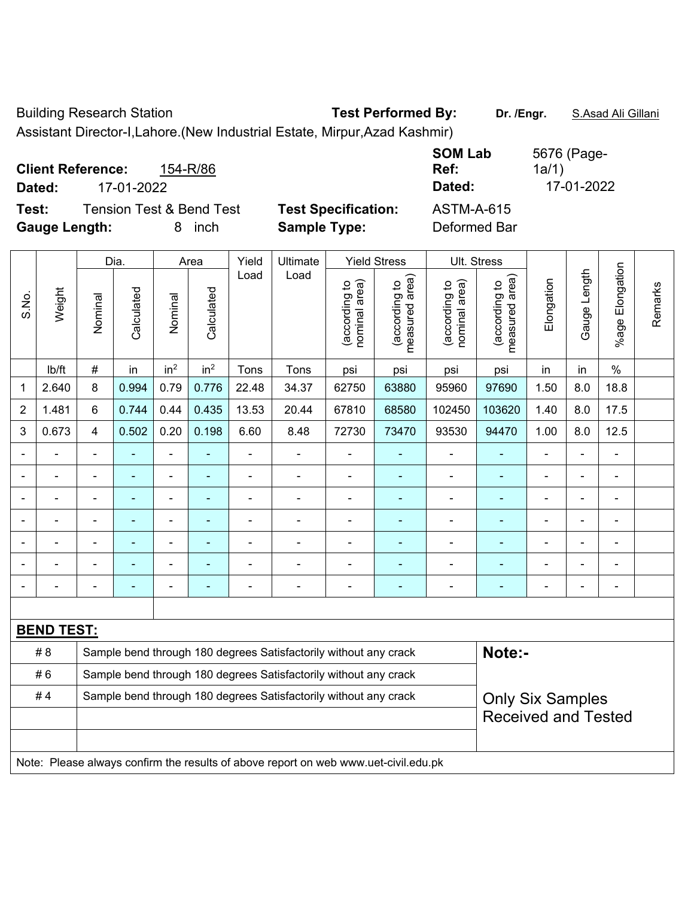Building Research Station **Test Performed By:** **Dr. /Engr.** S.Asad Ali Gillani

Assistant Director-I,Lahore.(New Industrial Estate, Mirpur,Azad Kashmir)

**Client Reference:** 154-R/86 **SOM Lab Ref:** 5676 (Page-1a/1)

**Dated:** 17-01-2022 **Dated:** 17-01-2022

**Test:** Tension Test & Bend Test **Test Specification:** ASTM-A-615

**Gauge Length:** 8 inch **Sample Type:** Deformed Bar

| S.No. | Weight | Dia. | | Area | | Yield Load | Ultimate Load | Yield Stress | | Ult. Stress | | Elongation | Gauge Length | %age Elongation | Remarks |
|---|---|---|---|---|---|---|---|---|---|---|---|---|---|---|---|
| | | Nominal | Calculated | Nominal | Calculated | | | (according to nominal area) | (according to measured area) | (according to nominal area) | (according to measured area) | | | | |
| | lb/ft | # | in | in$^2$ | in$^2$ | Tons | Tons | psi | psi | psi | psi | in | in | % | |
| 1 | 2.640 | 8 | 0.994 | 0.79 | 0.776 | 22.48 | 34.37 | 62750 | 63880 | 95960 | 97690 | 1.50 | 8.0 | 18.8 | |
| 2 | 1.481 | 6 | 0.744 | 0.44 | 0.435 | 13.53 | 20.44 | 67810 | 68580 | 102450 | 103620 | 1.40 | 8.0 | 17.5 | |
| 3 | 0.673 | 4 | 0.502 | 0.20 | 0.198 | 6.60 | 8.48 | 72730 | 73470 | 93530 | 94470 | 1.00 | 8.0 | 12.5 | |
| - | - | - | - | - | - | - | - | - | - | - | - | - | - | - | |
| - | - | - | - | - | - | - | - | - | - | - | - | - | - | - | |
| - | - | - | - | - | - | - | - | - | - | - | - | - | - | - | |
| - | - | - | - | - | - | - | - | - | - | - | - | - | - | - | |
| - | - | - | - | - | - | - | - | - | - | - | - | - | - | - | |
| - | - | - | - | - | - | - | - | - | - | - | - | - | - | - | |
| - | - | - | - | - | - | - | - | - | - | - | - | - | - | - | |

**BEND TEST:**

| | | |
|---|---|---|
| # 8 | Sample bend through 180 degrees Satisfactorily without any crack | **Note:-** |
| # 6 | Sample bend through 180 degrees Satisfactorily without any crack | |
| # 4 | Sample bend through 180 degrees Satisfactorily without any crack | Only Six Samples Received and Tested |

Note: Please always confirm the results of above report on web www.uet-civil.edu.pk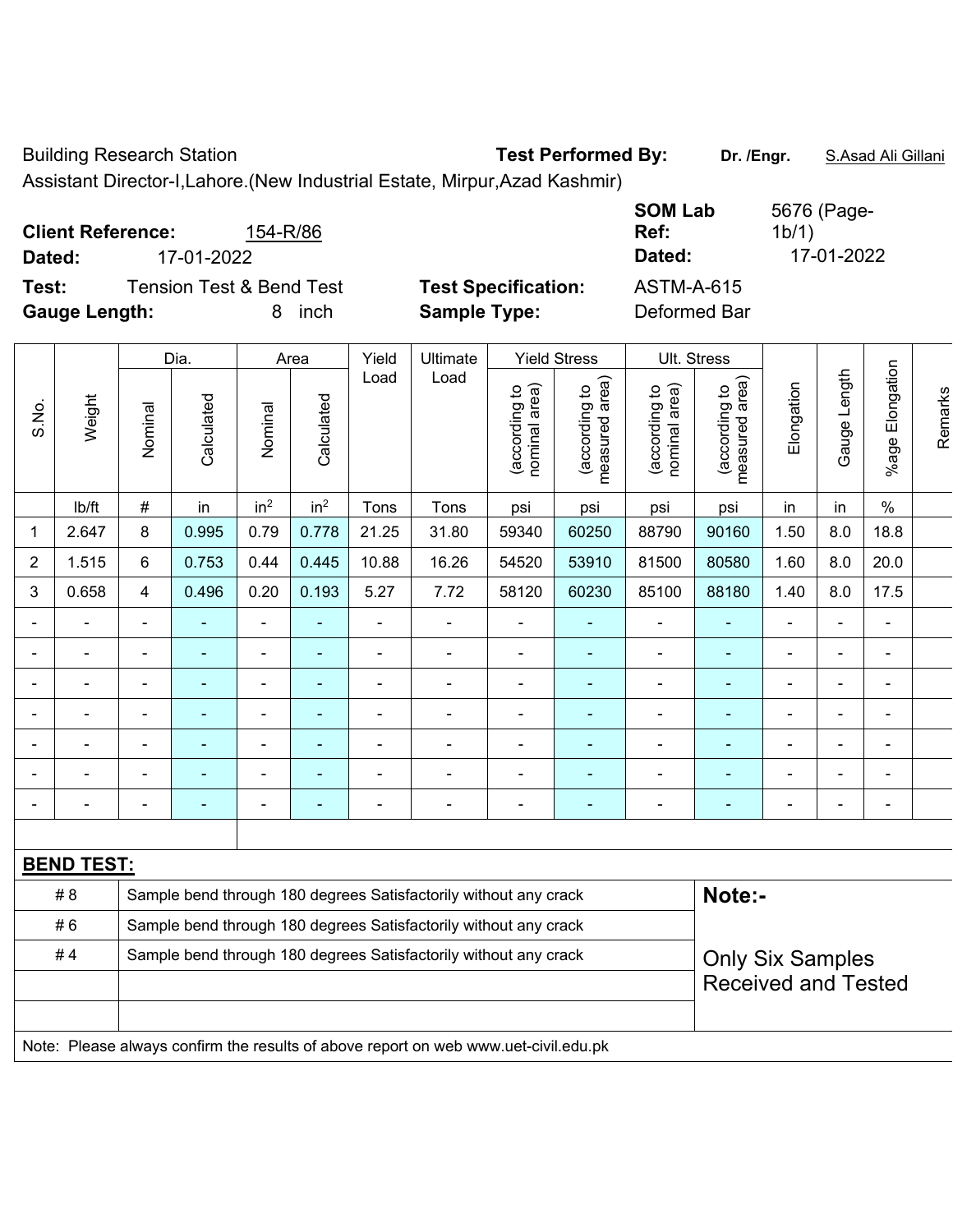Building Research Station **Test Performed By:** **Dr. /Engr.** S.Asad Ali Gillani

Assistant Director-I,Lahore.(New Industrial Estate, Mirpur,Azad Kashmir)

**Client Reference:** 154-R/86 **SOM Lab Ref:** 5676 (Page-1b/1)

**Dated:** 17-01-2022 **Dated:** 17-01-2022

**Test:** Tension Test & Bend Test **Test Specification:** ASTM-A-615

**Gauge Length:** 8 inch **Sample Type:** Deformed Bar

| S.No. | Weight | Dia. | | Area | | Yield Load | Ultimate Load | Yield Stress | | Ult. Stress | | Elongation | Gauge Length | %age Elongation | Remarks |
|---|---|---|---|---|---|---|---|---|---|---|---|---|---|---|---|
| | | Nominal | Calculated | Nominal | Calculated | | | (according to nominal area) | (according to measured area) | (according to nominal area) | (according to measured area) | | | | |
| | lb/ft | # | in | $in^2$ | $in^2$ | Tons | Tons | psi | psi | psi | psi | in | in | % | |
| 1 | 2.647 | 8 | 0.995 | 0.79 | 0.778 | 21.25 | 31.80 | 59340 | 60250 | 88790 | 90160 | 1.50 | 8.0 | 18.8 | |
| 2 | 1.515 | 6 | 0.753 | 0.44 | 0.445 | 10.88 | 16.26 | 54520 | 53910 | 81500 | 80580 | 1.60 | 8.0 | 20.0 | |
| 3 | 0.658 | 4 | 0.496 | 0.20 | 0.193 | 5.27 | 7.72 | 58120 | 60230 | 85100 | 88180 | 1.40 | 8.0 | 17.5 | |
| - | - | - | - | - | - | - | - | - | - | - | - | - | - | - | |
| - | - | - | - | - | - | - | - | - | - | - | - | - | - | - | |
| - | - | - | - | - | - | - | - | - | - | - | - | - | - | - | |
| - | - | - | - | - | - | - | - | - | - | - | - | - | - | - | |
| - | - | - | - | - | - | - | - | - | - | - | - | - | - | - | |
| - | - | - | - | - | - | - | - | - | - | - | - | - | - | - | |
| - | - | - | - | - | - | - | - | - | - | - | - | - | - | - | |

**BEND TEST:**

| | | |
|---|---|---|
| # 8 | Sample bend through 180 degrees Satisfactorily without any crack | **Note:-** |
| # 6 | Sample bend through 180 degrees Satisfactorily without any crack | |
| # 4 | Sample bend through 180 degrees Satisfactorily without any crack | Only Six Samples Received and Tested |
| | | |
| | | |

Note: Please always confirm the results of above report on web www.uet-civil.edu.pk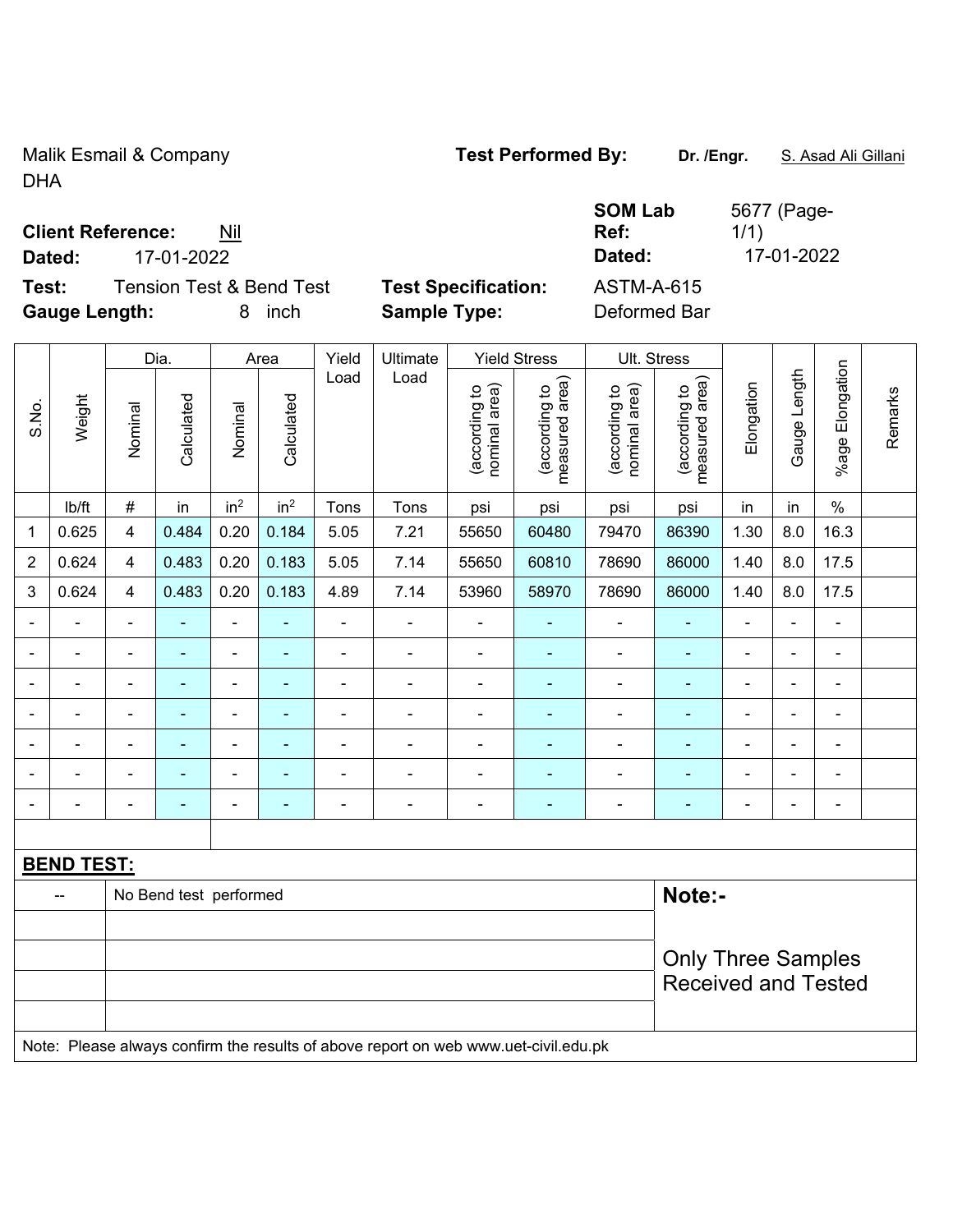Malik Esmail & Company
DHA

**Test Performed By:** **Dr. /Engr.** S. Asad Ali Gillani

**Client Reference:** Nil

**Dated:** 17-01-2022

**SOM Lab Ref:** 5677 (Page-1/1)

**Dated:** 17-01-2022

**Test:** Tension Test & Bend Test

**Test Specification:** ASTM-A-615

**Gauge Length:** 8 inch

**Sample Type:** Deformed Bar

| S.No. | Weight | Dia. | | Area | | Yield Load | Ultimate Load | Yield Stress | | Ult. Stress | | Elongation | Gauge Length | %age Elongation | Remarks |
|---|---|---|---|---|---|---|---|---|---|---|---|---|---|---|---|
| | | Nominal | Calculated | Nominal | Calculated | | | (according to nominal area) | (according to measured area) | (according to nominal area) | (according to measured area) | | | | |
| | lb/ft | # | in | in$^2$ | in$^2$ | Tons | Tons | psi | psi | psi | psi | in | in | % | |
| 1 | 0.625 | 4 | 0.484 | 0.20 | 0.184 | 5.05 | 7.21 | 55650 | 60480 | 79470 | 86390 | 1.30 | 8.0 | 16.3 | |
| 2 | 0.624 | 4 | 0.483 | 0.20 | 0.183 | 5.05 | 7.14 | 55650 | 60810 | 78690 | 86000 | 1.40 | 8.0 | 17.5 | |
| 3 | 0.624 | 4 | 0.483 | 0.20 | 0.183 | 4.89 | 7.14 | 53960 | 58970 | 78690 | 86000 | 1.40 | 8.0 | 17.5 | |
| - | - | - | - | - | - | - | - | - | - | - | - | - | - | - | |
| - | - | - | - | - | - | - | - | - | - | - | - | - | - | - | |
| - | - | - | - | - | - | - | - | - | - | - | - | - | - | - | |
| - | - | - | - | - | - | - | - | - | - | - | - | - | - | - | |
| - | - | - | - | - | - | - | - | - | - | - | - | - | - | - | |
| - | - | - | - | - | - | - | - | - | - | - | - | - | - | - | |
| - | - | - | - | - | - | - | - | - | - | - | - | - | - | - | |

**BEND TEST:**

| | | |
|---|---|---|
| -- | No Bend test performed | **Note:-** |
| | | Only Three Samples Received and Tested |

Note: Please always confirm the results of above report on web www.uet-civil.edu.pk